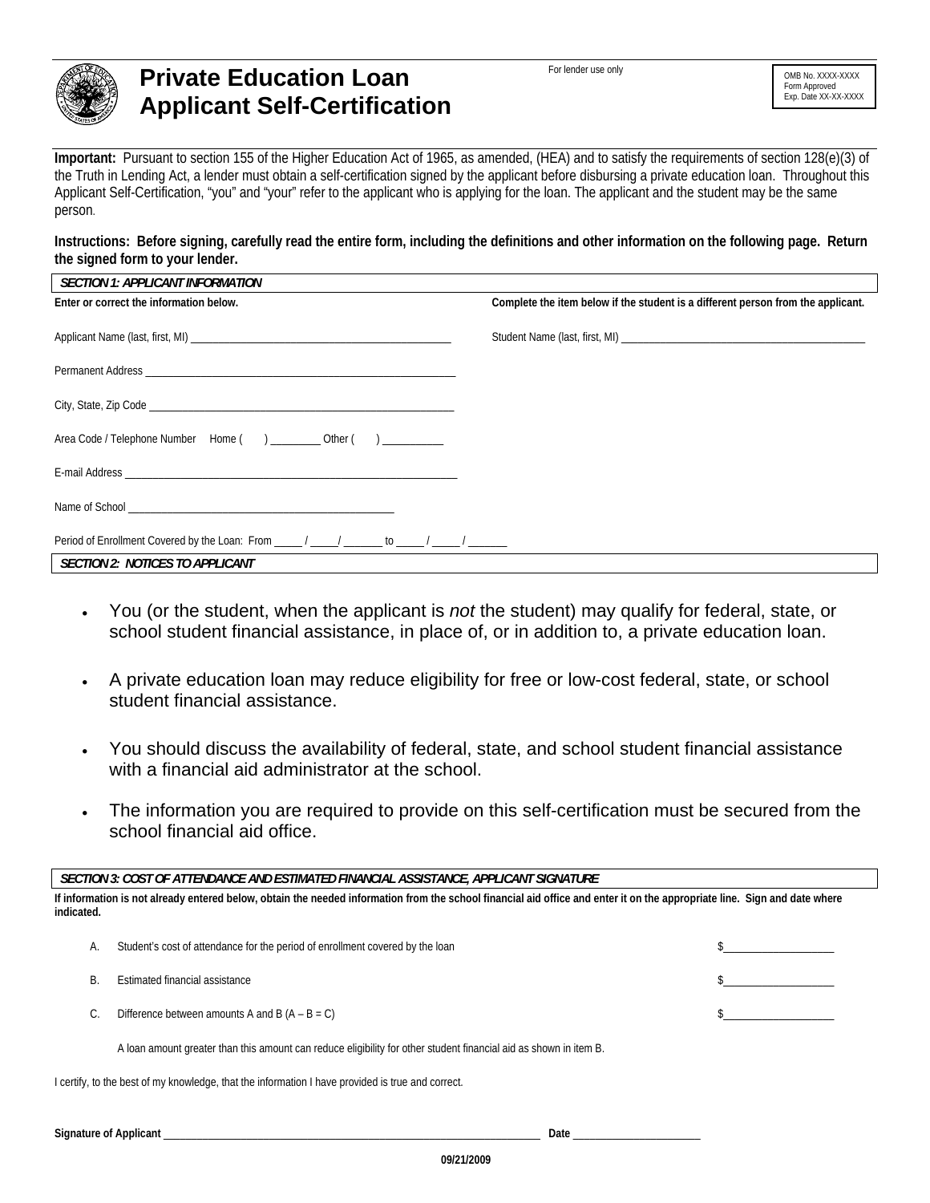# Private Education Loan Applicant Self-Certification

For lender use only

OMB No. XXXX-XXXX
Form Approved
Exp. Date XX-XX-XXXX

**Important:** Pursuant to section 155 of the Higher Education Act of 1965, as amended, (HEA) and to satisfy the requirements of section 128(e)(3) of the Truth in Lending Act, a lender must obtain a self-certification signed by the applicant before disbursing a private education loan. Throughout this Applicant Self-Certification, "you" and "your" refer to the applicant who is applying for the loan. The applicant and the student may be the same person.

**Instructions: Before signing, carefully read the entire form, including the definitions and other information on the following page. Return the signed form to your lender.**

## *SECTION 1: APPLICANT INFORMATION*

**Enter or correct the information below.**

Applicant Name (last, first, MI) ____________________________________________

Permanent Address ____________________________________________

City, State, Zip Code ____________________________________________

Area Code / Telephone Number Home ( ) _________ Other ( ) __________

E-mail Address ____________________________________________

Name of School ____________________________________________

Period of Enrollment Covered by the Loan: From _____ / _____/ _______ to _____ / _____ / _______

**Complete the item below if the student is a different person from the applicant.**

Student Name (last, first, MI) ____________________________________________

## *SECTION 2: NOTICES TO APPLICANT*

- You (or the student, when the applicant is *not* the student) may qualify for federal, state, or school student financial assistance, in place of, or in addition to, a private education loan.
- A private education loan may reduce eligibility for free or low-cost federal, state, or school student financial assistance.
- You should discuss the availability of federal, state, and school student financial assistance with a financial aid administrator at the school.
- The information you are required to provide on this self-certification must be secured from the school financial aid office.

## *SECTION 3: COST OF ATTENDANCE AND ESTIMATED FINANCIAL ASSISTANCE, APPLICANT SIGNATURE*

**If information is not already entered below, obtain the needed information from the school financial aid office and enter it on the appropriate line. Sign and date where indicated.**

A. Student's cost of attendance for the period of enrollment covered by the loan $__________________

B. Estimated financial assistance $__________________

C. Difference between amounts A and B (A – B = C) $__________________

A loan amount greater than this amount can reduce eligibility for other student financial aid as shown in item B.

I certify, to the best of my knowledge, that the information I have provided is true and correct.

**Signature of Applicant** ____________________________________________ **Date** ______________________

09/21/2009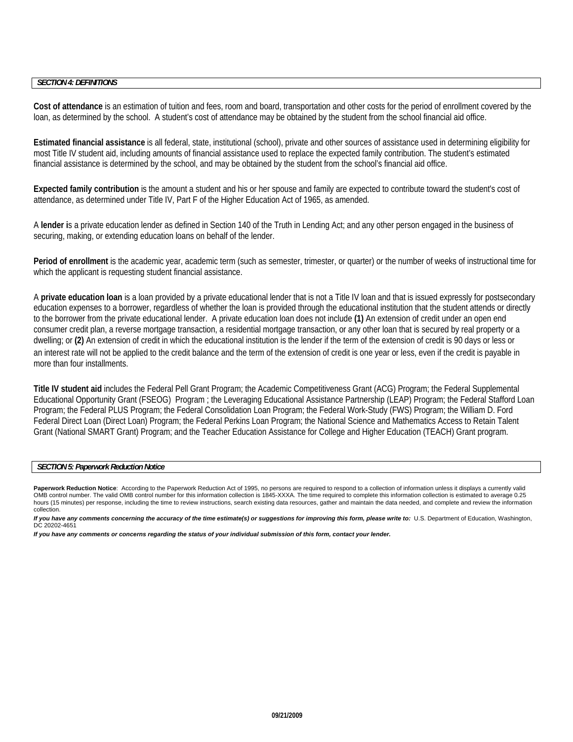## *SECTION 4: DEFINITIONS*

**Cost of attendance** is an estimation of tuition and fees, room and board, transportation and other costs for the period of enrollment covered by the loan, as determined by the school. A student's cost of attendance may be obtained by the student from the school financial aid office.

**Estimated financial assistance** is all federal, state, institutional (school), private and other sources of assistance used in determining eligibility for most Title IV student aid, including amounts of financial assistance used to replace the expected family contribution. The student's estimated financial assistance is determined by the school, and may be obtained by the student from the school's financial aid office.

**Expected family contribution** is the amount a student and his or her spouse and family are expected to contribute toward the student's cost of attendance, as determined under Title IV, Part F of the Higher Education Act of 1965, as amended.

A **lender i**s a private education lender as defined in Section 140 of the Truth in Lending Act; and any other person engaged in the business of securing, making, or extending education loans on behalf of the lender.

**Period of enrollment** is the academic year, academic term (such as semester, trimester, or quarter) or the number of weeks of instructional time for which the applicant is requesting student financial assistance.

A **private education loan** is a loan provided by a private educational lender that is not a Title IV loan and that is issued expressly for postsecondary education expenses to a borrower, regardless of whether the loan is provided through the educational institution that the student attends or directly to the borrower from the private educational lender. A private education loan does not include **(1)** An extension of credit under an open end consumer credit plan, a reverse mortgage transaction, a residential mortgage transaction, or any other loan that is secured by real property or a dwelling; or **(2)** An extension of credit in which the educational institution is the lender if the term of the extension of credit is 90 days or less or an interest rate will not be applied to the credit balance and the term of the extension of credit is one year or less, even if the credit is payable in more than four installments.

**Title IV student aid** includes the Federal Pell Grant Program; the Academic Competitiveness Grant (ACG) Program; the Federal Supplemental Educational Opportunity Grant (FSEOG) Program ; the Leveraging Educational Assistance Partnership (LEAP) Program; the Federal Stafford Loan Program; the Federal PLUS Program; the Federal Consolidation Loan Program; the Federal Work-Study (FWS) Program; the William D. Ford Federal Direct Loan (Direct Loan) Program; the Federal Perkins Loan Program; the National Science and Mathematics Access to Retain Talent Grant (National SMART Grant) Program; and the Teacher Education Assistance for College and Higher Education (TEACH) Grant program.

## *SECTION 5: Paperwork Reduction Notice*

**Paperwork Reduction Notice**: According to the Paperwork Reduction Act of 1995, no persons are required to respond to a collection of information unless it displays a currently valid OMB control number. The valid OMB control number for this information collection is 1845-XXXA. The time required to complete this information collection is estimated to average 0.25 hours (15 minutes) per response, including the time to review instructions, search existing data resources, gather and maintain the data needed, and complete and review the information collection.

***If you have any comments concerning the accuracy of the time estimate(s) or suggestions for improving this form, please write to:*** U.S. Department of Education, Washington, DC 20202-4651

***If you have any comments or concerns regarding the status of your individual submission of this form, contact your lender.***

**09/21/2009**